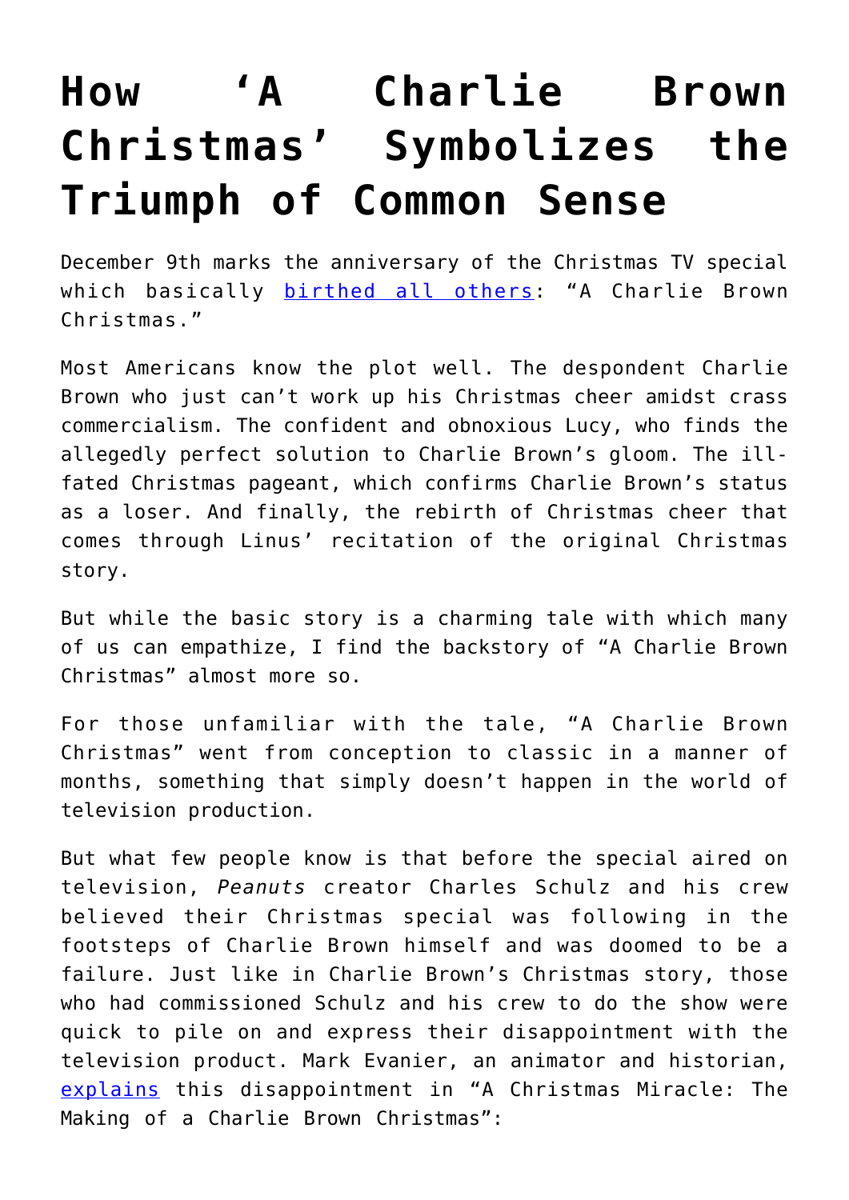# How 'A Charlie Brown Christmas' Symbolizes the Triumph of Common Sense

December 9th marks the anniversary of the Christmas TV special which basically [birthed all others](#): "A Charlie Brown Christmas."

Most Americans know the plot well. The despondent Charlie Brown who just can't work up his Christmas cheer amidst crass commercialism. The confident and obnoxious Lucy, who finds the allegedly perfect solution to Charlie Brown's gloom. The ill-fated Christmas pageant, which confirms Charlie Brown's status as a loser. And finally, the rebirth of Christmas cheer that comes through Linus' recitation of the original Christmas story.

But while the basic story is a charming tale with which many of us can empathize, I find the backstory of "A Charlie Brown Christmas" almost more so.

For those unfamiliar with the tale, "A Charlie Brown Christmas" went from conception to classic in a manner of months, something that simply doesn't happen in the world of television production.

But what few people know is that before the special aired on television, *Peanuts* creator Charles Schulz and his crew believed their Christmas special was following in the footsteps of Charlie Brown himself and was doomed to be a failure. Just like in Charlie Brown's Christmas story, those who had commissioned Schulz and his crew to do the show were quick to pile on and express their disappointment with the television product. Mark Evanier, an animator and historian, [explains](#) this disappointment in "A Christmas Miracle: The Making of a Charlie Brown Christmas":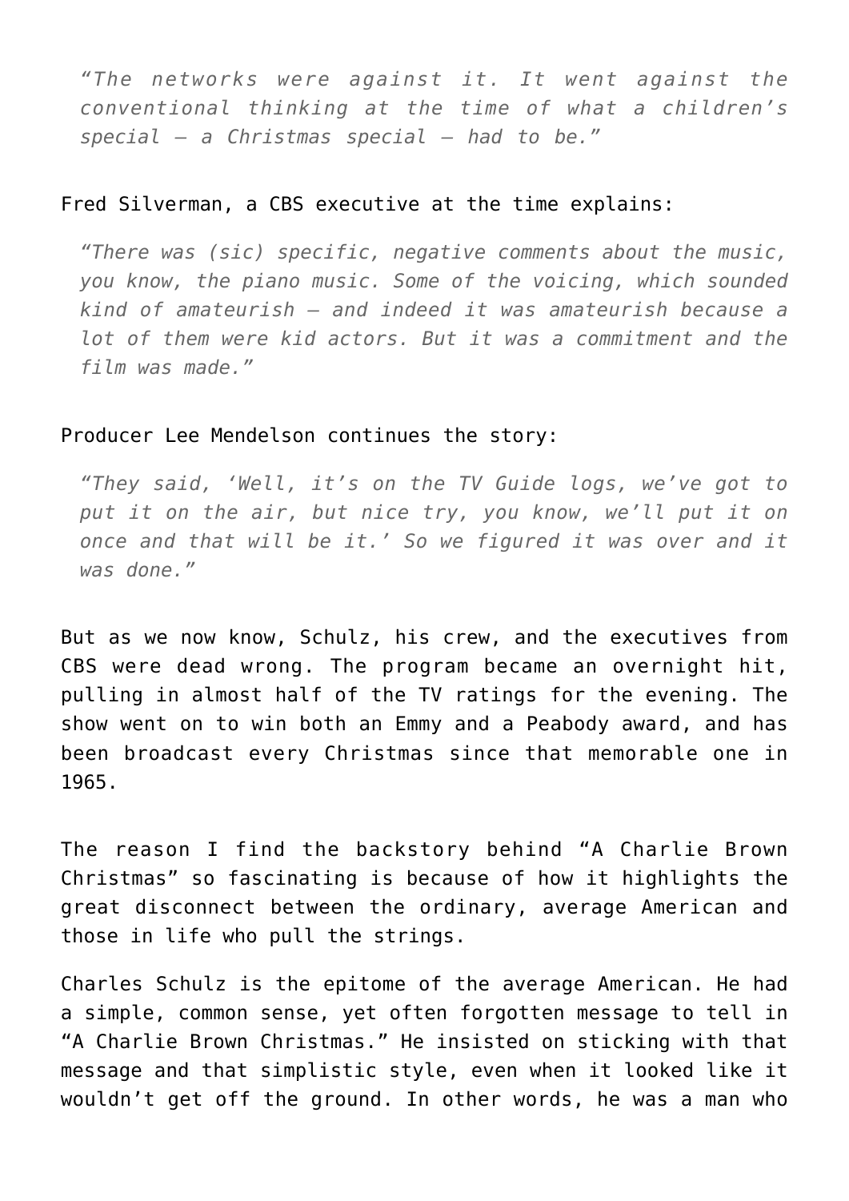> *"The networks were against it. It went against the conventional thinking at the time of what a children's special – a Christmas special – had to be."*

Fred Silverman, a CBS executive at the time explains:

> *"There was (sic) specific, negative comments about the music, you know, the piano music. Some of the voicing, which sounded kind of amateurish – and indeed it was amateurish because a lot of them were kid actors. But it was a commitment and the film was made."*

Producer Lee Mendelson continues the story:

> *"They said, 'Well, it's on the TV Guide logs, we've got to put it on the air, but nice try, you know, we'll put it on once and that will be it.' So we figured it was over and it was done."*

But as we now know, Schulz, his crew, and the executives from CBS were dead wrong. The program became an overnight hit, pulling in almost half of the TV ratings for the evening. The show went on to win both an Emmy and a Peabody award, and has been broadcast every Christmas since that memorable one in 1965.

The reason I find the backstory behind "A Charlie Brown Christmas" so fascinating is because of how it highlights the great disconnect between the ordinary, average American and those in life who pull the strings.

Charles Schulz is the epitome of the average American. He had a simple, common sense, yet often forgotten message to tell in "A Charlie Brown Christmas." He insisted on sticking with that message and that simplistic style, even when it looked like it wouldn't get off the ground. In other words, he was a man who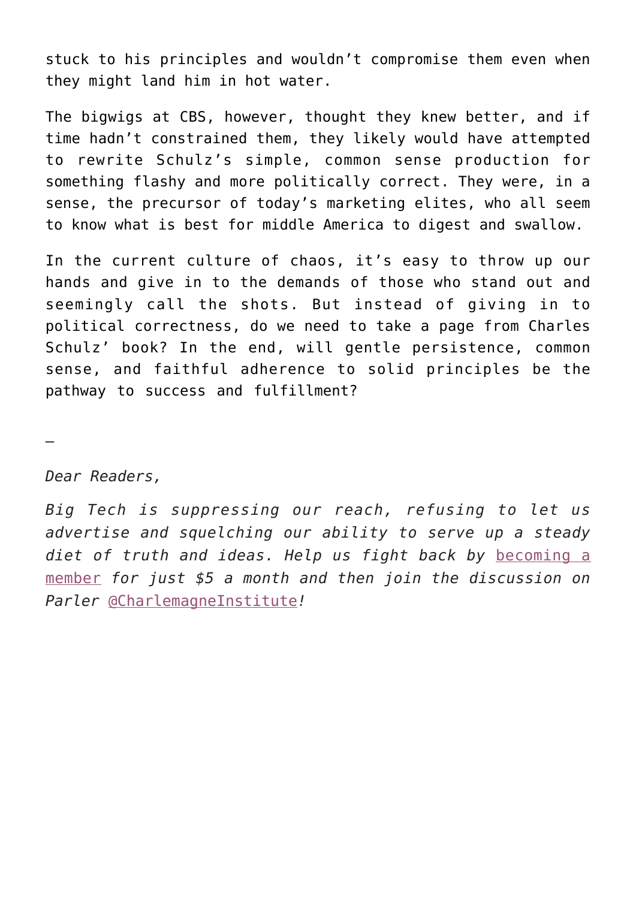stuck to his principles and wouldn't compromise them even when they might land him in hot water.

The bigwigs at CBS, however, thought they knew better, and if time hadn't constrained them, they likely would have attempted to rewrite Schulz's simple, common sense production for something flashy and more politically correct. They were, in a sense, the precursor of today's marketing elites, who all seem to know what is best for middle America to digest and swallow.

In the current culture of chaos, it's easy to throw up our hands and give in to the demands of those who stand out and seemingly call the shots. But instead of giving in to political correctness, do we need to take a page from Charles Schulz' book? In the end, will gentle persistence, common sense, and faithful adherence to solid principles be the pathway to success and fulfillment?

—

*Dear Readers,*

*Big Tech is suppressing our reach, refusing to let us advertise and squelching our ability to serve up a steady diet of truth and ideas. Help us fight back by* becoming a member *for just $5 a month and then join the discussion on Parler* @CharlemagneInstitute*!*